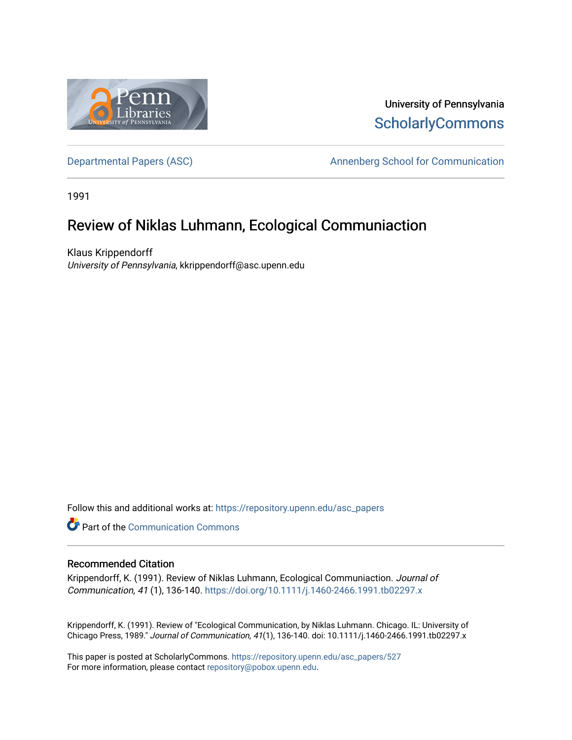University of Pennsylvania
ScholarlyCommons

Departmental Papers (ASC) | Annenberg School for Communication

1991

# Review of Niklas Luhmann, Ecological Communiaction

Klaus Krippendorff
*University of Pennsylvania*, kkrippendorff@asc.upenn.edu

Follow this and additional works at: https://repository.upenn.edu/asc_papers

Part of the Communication Commons

## Recommended Citation

Krippendorff, K. (1991). Review of Niklas Luhmann, Ecological Communiaction. *Journal of Communication, 41* (1), 136-140. https://doi.org/10.1111/j.1460-2466.1991.tb02297.x

Krippendorff, K. (1991). Review of "Ecological Communication, by Niklas Luhmann. Chicago. IL: University of Chicago Press, 1989." *Journal of Communication, 41*(1), 136-140. doi: 10.1111/j.1460-2466.1991.tb02297.x

This paper is posted at ScholarlyCommons. https://repository.upenn.edu/asc_papers/527
For more information, please contact repository@pobox.upenn.edu.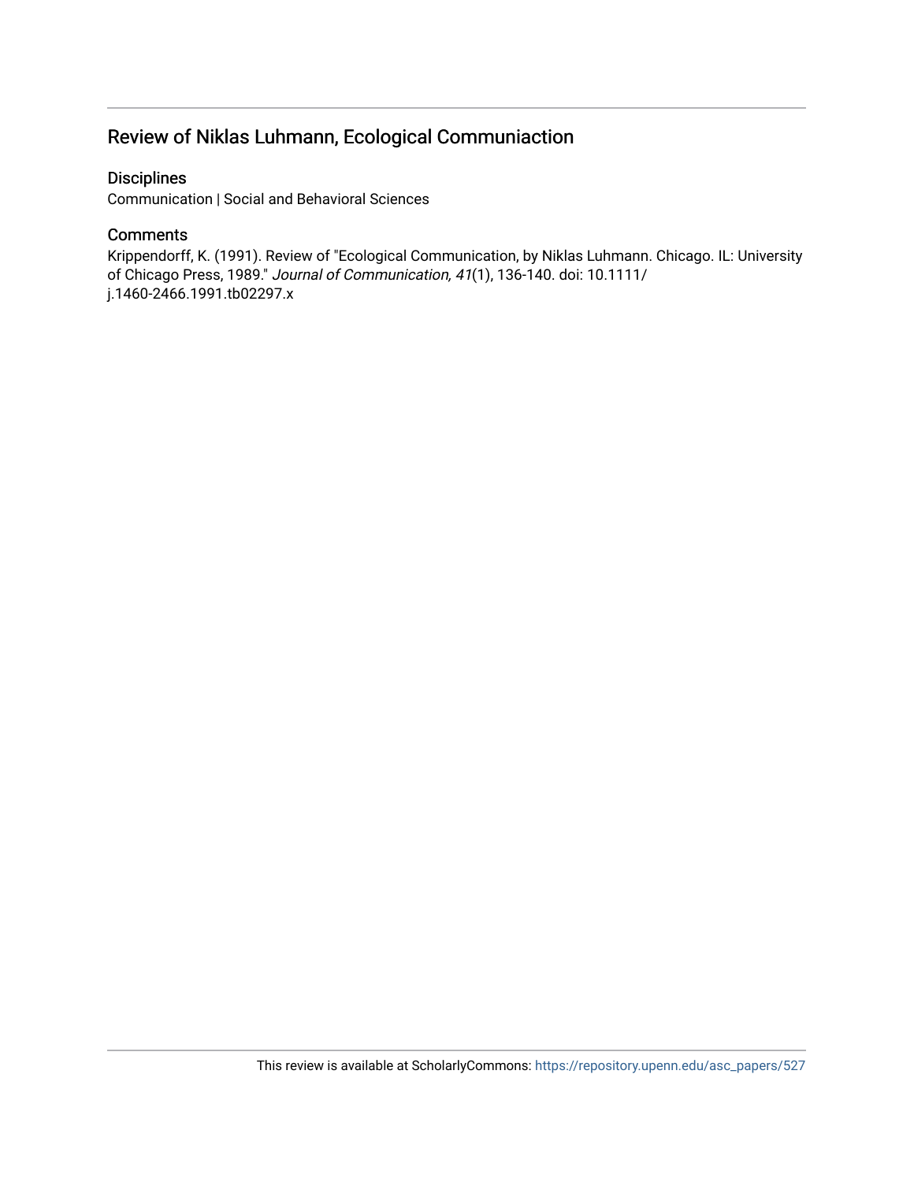## Review of Niklas Luhmann, Ecological Communiaction

### Disciplines

Communication | Social and Behavioral Sciences

### Comments

Krippendorff, K. (1991). Review of "Ecological Communication, by Niklas Luhmann. Chicago. IL: University of Chicago Press, 1989." *Journal of Communication, 41*(1), 136-140. doi: 10.1111/j.1460-2466.1991.tb02297.x

This review is available at ScholarlyCommons: https://repository.upenn.edu/asc_papers/527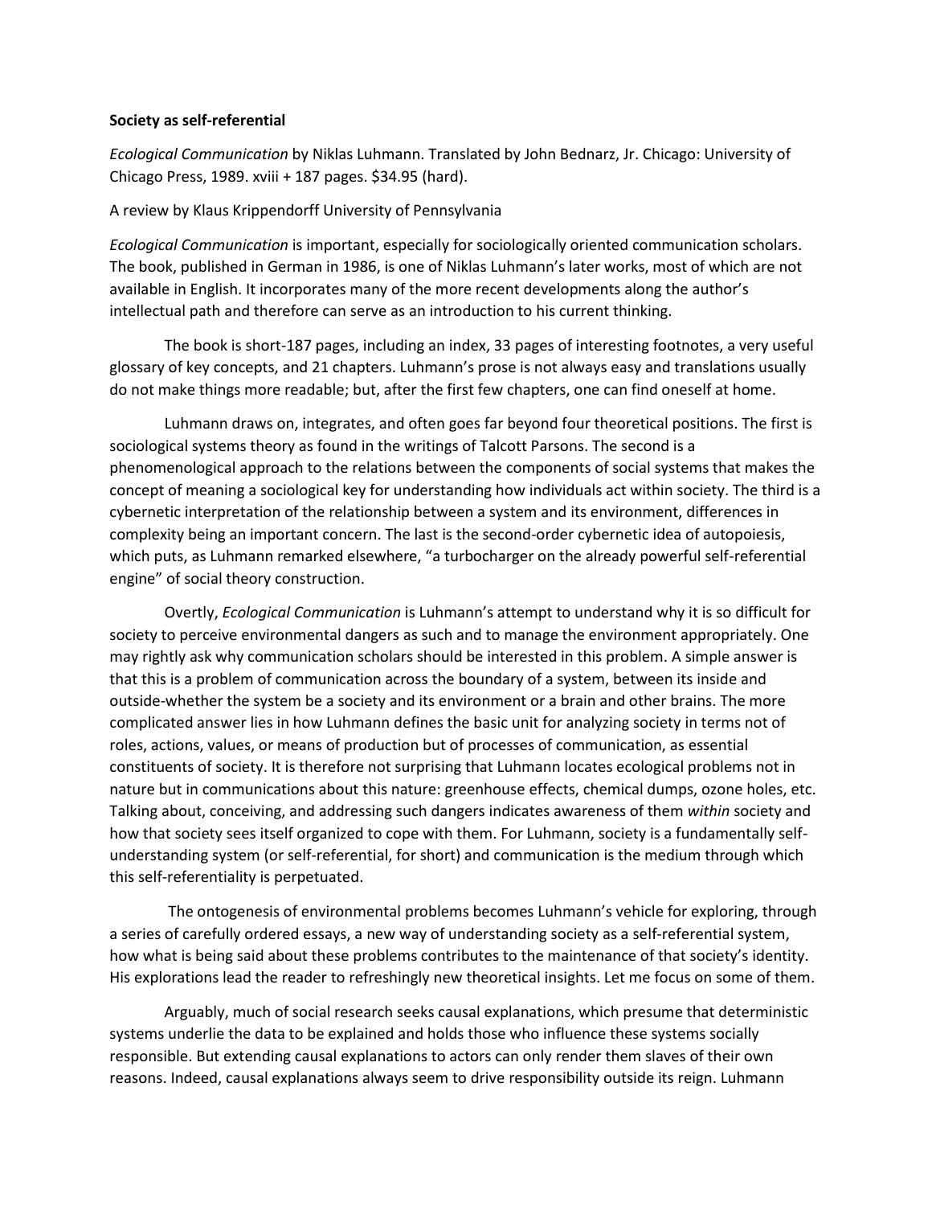**Society as self-referential**

*Ecological Communication* by Niklas Luhmann. Translated by John Bednarz, Jr. Chicago: University of Chicago Press, 1989. xviii + 187 pages. $34.95 (hard).

A review by Klaus Krippendorff University of Pennsylvania

*Ecological Communication* is important, especially for sociologically oriented communication scholars. The book, published in German in 1986, is one of Niklas Luhmann's later works, most of which are not available in English. It incorporates many of the more recent developments along the author's intellectual path and therefore can serve as an introduction to his current thinking.

The book is short-187 pages, including an index, 33 pages of interesting footnotes, a very useful glossary of key concepts, and 21 chapters. Luhmann's prose is not always easy and translations usually do not make things more readable; but, after the first few chapters, one can find oneself at home.

Luhmann draws on, integrates, and often goes far beyond four theoretical positions. The first is sociological systems theory as found in the writings of Talcott Parsons. The second is a phenomenological approach to the relations between the components of social systems that makes the concept of meaning a sociological key for understanding how individuals act within society. The third is a cybernetic interpretation of the relationship between a system and its environment, differences in complexity being an important concern. The last is the second-order cybernetic idea of autopoiesis, which puts, as Luhmann remarked elsewhere, "a turbocharger on the already powerful self-referential engine" of social theory construction.

Overtly, *Ecological Communication* is Luhmann's attempt to understand why it is so difficult for society to perceive environmental dangers as such and to manage the environment appropriately. One may rightly ask why communication scholars should be interested in this problem. A simple answer is that this is a problem of communication across the boundary of a system, between its inside and outside-whether the system be a society and its environment or a brain and other brains. The more complicated answer lies in how Luhmann defines the basic unit for analyzing society in terms not of roles, actions, values, or means of production but of processes of communication, as essential constituents of society. It is therefore not surprising that Luhmann locates ecological problems not in nature but in communications about this nature: greenhouse effects, chemical dumps, ozone holes, etc. Talking about, conceiving, and addressing such dangers indicates awareness of them *within* society and how that society sees itself organized to cope with them. For Luhmann, society is a fundamentally self-understanding system (or self-referential, for short) and communication is the medium through which this self-referentiality is perpetuated.

The ontogenesis of environmental problems becomes Luhmann's vehicle for exploring, through a series of carefully ordered essays, a new way of understanding society as a self-referential system, how what is being said about these problems contributes to the maintenance of that society's identity. His explorations lead the reader to refreshingly new theoretical insights. Let me focus on some of them.

Arguably, much of social research seeks causal explanations, which presume that deterministic systems underlie the data to be explained and holds those who influence these systems socially responsible. But extending causal explanations to actors can only render them slaves of their own reasons. Indeed, causal explanations always seem to drive responsibility outside its reign. Luhmann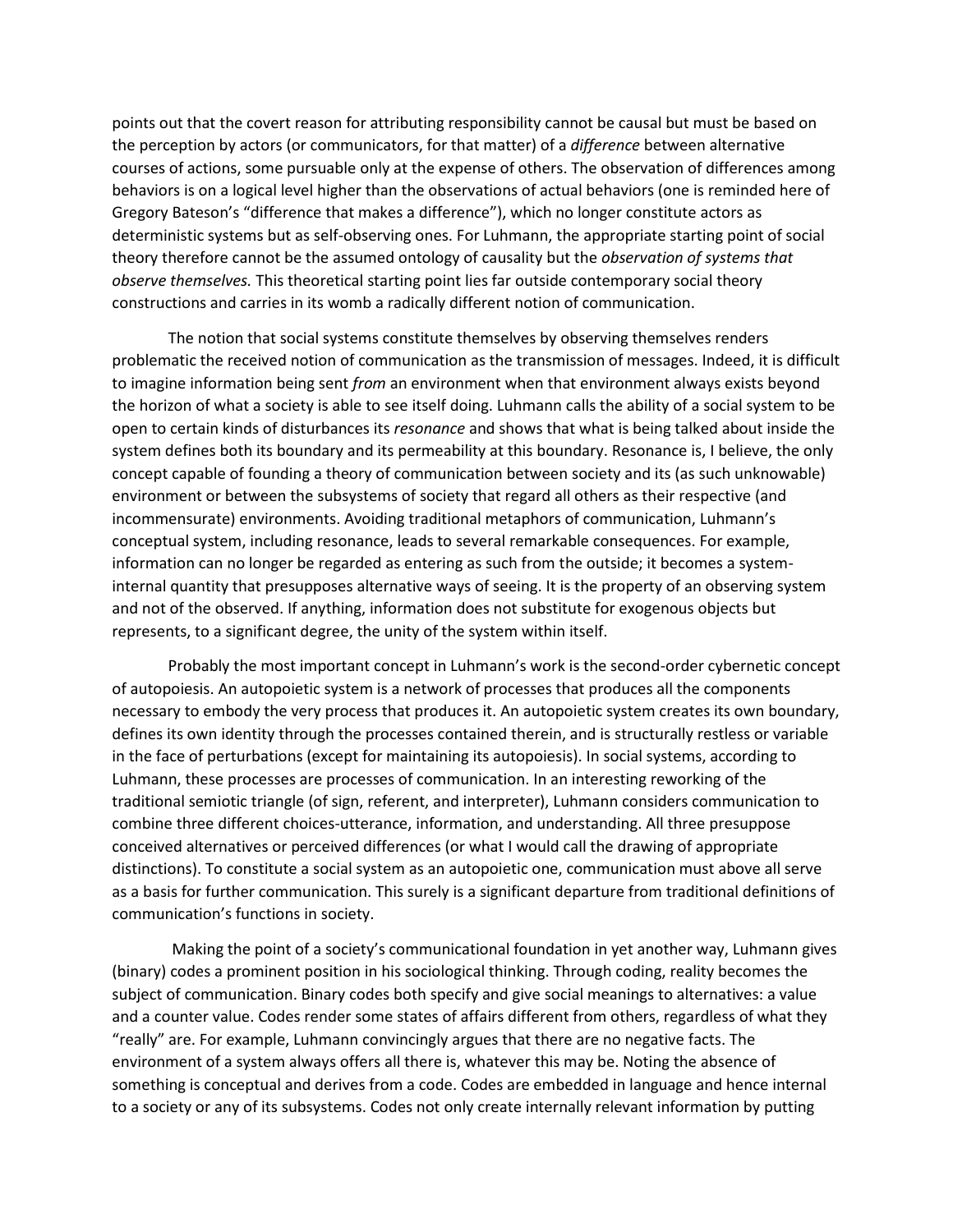points out that the covert reason for attributing responsibility cannot be causal but must be based on the perception by actors (or communicators, for that matter) of a *difference* between alternative courses of actions, some pursuable only at the expense of others. The observation of differences among behaviors is on a logical level higher than the observations of actual behaviors (one is reminded here of Gregory Bateson's "difference that makes a difference"), which no longer constitute actors as deterministic systems but as self-observing ones. For Luhmann, the appropriate starting point of social theory therefore cannot be the assumed ontology of causality but the *observation of systems that observe themselves.* This theoretical starting point lies far outside contemporary social theory constructions and carries in its womb a radically different notion of communication.

The notion that social systems constitute themselves by observing themselves renders problematic the received notion of communication as the transmission of messages. Indeed, it is difficult to imagine information being sent *from* an environment when that environment always exists beyond the horizon of what a society is able to see itself doing. Luhmann calls the ability of a social system to be open to certain kinds of disturbances its *resonance* and shows that what is being talked about inside the system defines both its boundary and its permeability at this boundary. Resonance is, I believe, the only concept capable of founding a theory of communication between society and its (as such unknowable) environment or between the subsystems of society that regard all others as their respective (and incommensurate) environments. Avoiding traditional metaphors of communication, Luhmann's conceptual system, including resonance, leads to several remarkable consequences. For example, information can no longer be regarded as entering as such from the outside; it becomes a system-internal quantity that presupposes alternative ways of seeing. It is the property of an observing system and not of the observed. If anything, information does not substitute for exogenous objects but represents, to a significant degree, the unity of the system within itself.

Probably the most important concept in Luhmann's work is the second-order cybernetic concept of autopoiesis. An autopoietic system is a network of processes that produces all the components necessary to embody the very process that produces it. An autopoietic system creates its own boundary, defines its own identity through the processes contained therein, and is structurally restless or variable in the face of perturbations (except for maintaining its autopoiesis). In social systems, according to Luhmann, these processes are processes of communication. In an interesting reworking of the traditional semiotic triangle (of sign, referent, and interpreter), Luhmann considers communication to combine three different choices-utterance, information, and understanding. All three presuppose conceived alternatives or perceived differences (or what I would call the drawing of appropriate distinctions). To constitute a social system as an autopoietic one, communication must above all serve as a basis for further communication. This surely is a significant departure from traditional definitions of communication's functions in society.

Making the point of a society's communicational foundation in yet another way, Luhmann gives (binary) codes a prominent position in his sociological thinking. Through coding, reality becomes the subject of communication. Binary codes both specify and give social meanings to alternatives: a value and a counter value. Codes render some states of affairs different from others, regardless of what they "really" are. For example, Luhmann convincingly argues that there are no negative facts. The environment of a system always offers all there is, whatever this may be. Noting the absence of something is conceptual and derives from a code. Codes are embedded in language and hence internal to a society or any of its subsystems. Codes not only create internally relevant information by putting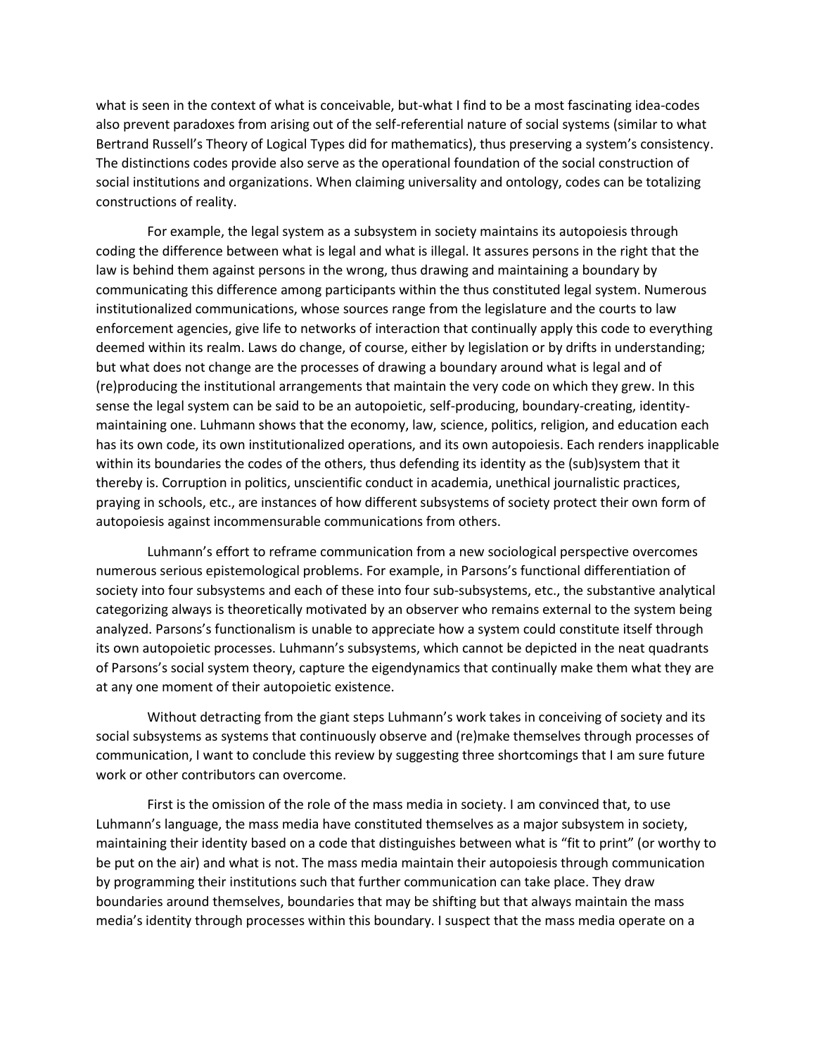what is seen in the context of what is conceivable, but-what I find to be a most fascinating idea-codes also prevent paradoxes from arising out of the self-referential nature of social systems (similar to what Bertrand Russell's Theory of Logical Types did for mathematics), thus preserving a system's consistency. The distinctions codes provide also serve as the operational foundation of the social construction of social institutions and organizations. When claiming universality and ontology, codes can be totalizing constructions of reality.

For example, the legal system as a subsystem in society maintains its autopoiesis through coding the difference between what is legal and what is illegal. It assures persons in the right that the law is behind them against persons in the wrong, thus drawing and maintaining a boundary by communicating this difference among participants within the thus constituted legal system. Numerous institutionalized communications, whose sources range from the legislature and the courts to law enforcement agencies, give life to networks of interaction that continually apply this code to everything deemed within its realm. Laws do change, of course, either by legislation or by drifts in understanding; but what does not change are the processes of drawing a boundary around what is legal and of (re)producing the institutional arrangements that maintain the very code on which they grew. In this sense the legal system can be said to be an autopoietic, self-producing, boundary-creating, identity-maintaining one. Luhmann shows that the economy, law, science, politics, religion, and education each has its own code, its own institutionalized operations, and its own autopoiesis. Each renders inapplicable within its boundaries the codes of the others, thus defending its identity as the (sub)system that it thereby is. Corruption in politics, unscientific conduct in academia, unethical journalistic practices, praying in schools, etc., are instances of how different subsystems of society protect their own form of autopoiesis against incommensurable communications from others.

Luhmann's effort to reframe communication from a new sociological perspective overcomes numerous serious epistemological problems. For example, in Parsons's functional differentiation of society into four subsystems and each of these into four sub-subsystems, etc., the substantive analytical categorizing always is theoretically motivated by an observer who remains external to the system being analyzed. Parsons's functionalism is unable to appreciate how a system could constitute itself through its own autopoietic processes. Luhmann's subsystems, which cannot be depicted in the neat quadrants of Parsons's social system theory, capture the eigendynamics that continually make them what they are at any one moment of their autopoietic existence.

Without detracting from the giant steps Luhmann's work takes in conceiving of society and its social subsystems as systems that continuously observe and (re)make themselves through processes of communication, I want to conclude this review by suggesting three shortcomings that I am sure future work or other contributors can overcome.

First is the omission of the role of the mass media in society. I am convinced that, to use Luhmann's language, the mass media have constituted themselves as a major subsystem in society, maintaining their identity based on a code that distinguishes between what is "fit to print" (or worthy to be put on the air) and what is not. The mass media maintain their autopoiesis through communication by programming their institutions such that further communication can take place. They draw boundaries around themselves, boundaries that may be shifting but that always maintain the mass media's identity through processes within this boundary. I suspect that the mass media operate on a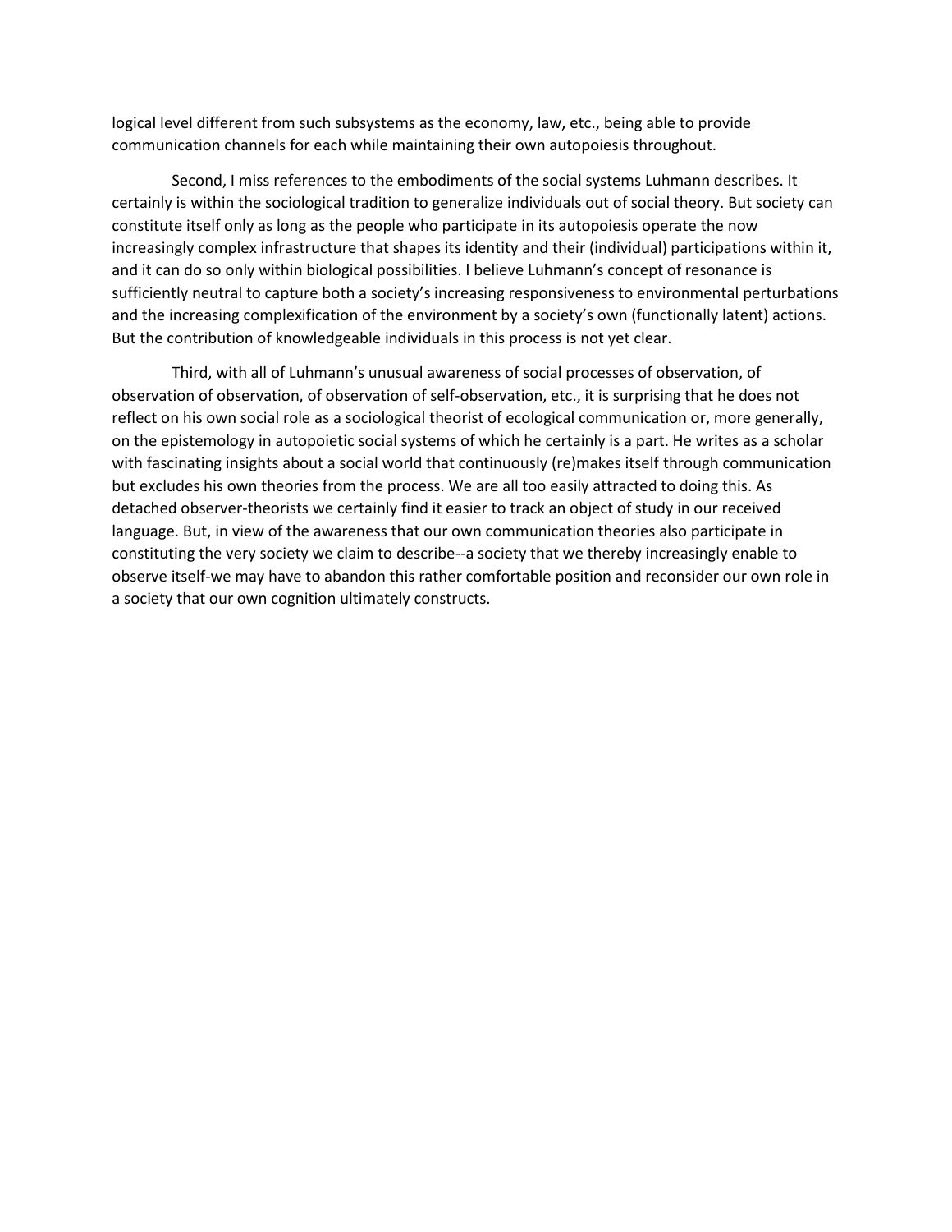logical level different from such subsystems as the economy, law, etc., being able to provide communication channels for each while maintaining their own autopoiesis throughout.

Second, I miss references to the embodiments of the social systems Luhmann describes. It certainly is within the sociological tradition to generalize individuals out of social theory. But society can constitute itself only as long as the people who participate in its autopoiesis operate the now increasingly complex infrastructure that shapes its identity and their (individual) participations within it, and it can do so only within biological possibilities. I believe Luhmann's concept of resonance is sufficiently neutral to capture both a society's increasing responsiveness to environmental perturbations and the increasing complexification of the environment by a society's own (functionally latent) actions. But the contribution of knowledgeable individuals in this process is not yet clear.

Third, with all of Luhmann's unusual awareness of social processes of observation, of observation of observation, of observation of self-observation, etc., it is surprising that he does not reflect on his own social role as a sociological theorist of ecological communication or, more generally, on the epistemology in autopoietic social systems of which he certainly is a part. He writes as a scholar with fascinating insights about a social world that continuously (re)makes itself through communication but excludes his own theories from the process. We are all too easily attracted to doing this. As detached observer-theorists we certainly find it easier to track an object of study in our received language. But, in view of the awareness that our own communication theories also participate in constituting the very society we claim to describe--a society that we thereby increasingly enable to observe itself-we may have to abandon this rather comfortable position and reconsider our own role in a society that our own cognition ultimately constructs.